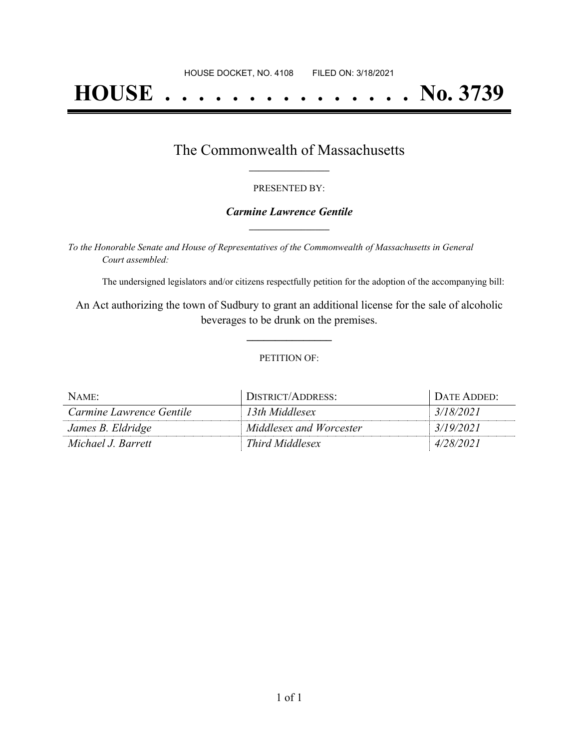HOUSE DOCKET, NO. 4108 FILED ON: 3/18/2021

# HOUSE . . . . . . . . . . . . . . . No. 3739

## The Commonwealth of Massachusetts

PRESENTED BY:

***Carmine Lawrence Gentile***

*To the Honorable Senate and House of Representatives of the Commonwealth of Massachusetts in General Court assembled:*

The undersigned legislators and/or citizens respectfully petition for the adoption of the accompanying bill:

An Act authorizing the town of Sudbury to grant an additional license for the sale of alcoholic beverages to be drunk on the premises.

PETITION OF:

| NAME: | DISTRICT/ADDRESS: | DATE ADDED: |
|---|---|---|
| *Carmine Lawrence Gentile* | *13th Middlesex* | *3/18/2021* |
| *James B. Eldridge* | *Middlesex and Worcester* | *3/19/2021* |
| *Michael J. Barrett* | *Third Middlesex* | *4/28/2021* |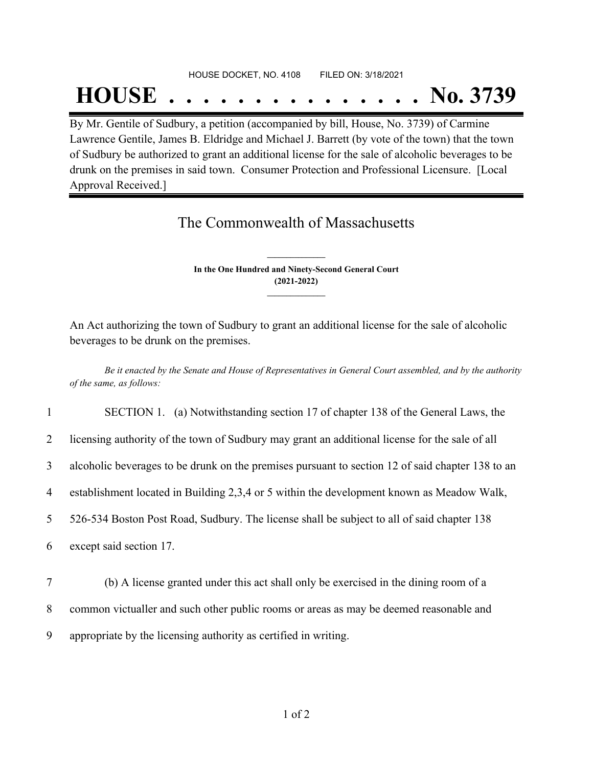HOUSE DOCKET, NO. 4108 FILED ON: 3/18/2021

# HOUSE . . . . . . . . . . . . . . . No. 3739

By Mr. Gentile of Sudbury, a petition (accompanied by bill, House, No. 3739) of Carmine Lawrence Gentile, James B. Eldridge and Michael J. Barrett (by vote of the town) that the town of Sudbury be authorized to grant an additional license for the sale of alcoholic beverages to be drunk on the premises in said town. Consumer Protection and Professional Licensure. [Local Approval Received.]

## The Commonwealth of Massachusetts

**In the One Hundred and Ninety-Second General Court**
**(2021-2022)**

An Act authorizing the town of Sudbury to grant an additional license for the sale of alcoholic beverages to be drunk on the premises.

*Be it enacted by the Senate and House of Representatives in General Court assembled, and by the authority of the same, as follows:*

1 SECTION 1. (a) Notwithstanding section 17 of chapter 138 of the General Laws, the
2 licensing authority of the town of Sudbury may grant an additional license for the sale of all
3 alcoholic beverages to be drunk on the premises pursuant to section 12 of said chapter 138 to an
4 establishment located in Building 2,3,4 or 5 within the development known as Meadow Walk,
5 526-534 Boston Post Road, Sudbury. The license shall be subject to all of said chapter 138
6 except said section 17.

7 (b) A license granted under this act shall only be exercised in the dining room of a
8 common victualler and such other public rooms or areas as may be deemed reasonable and
9 appropriate by the licensing authority as certified in writing.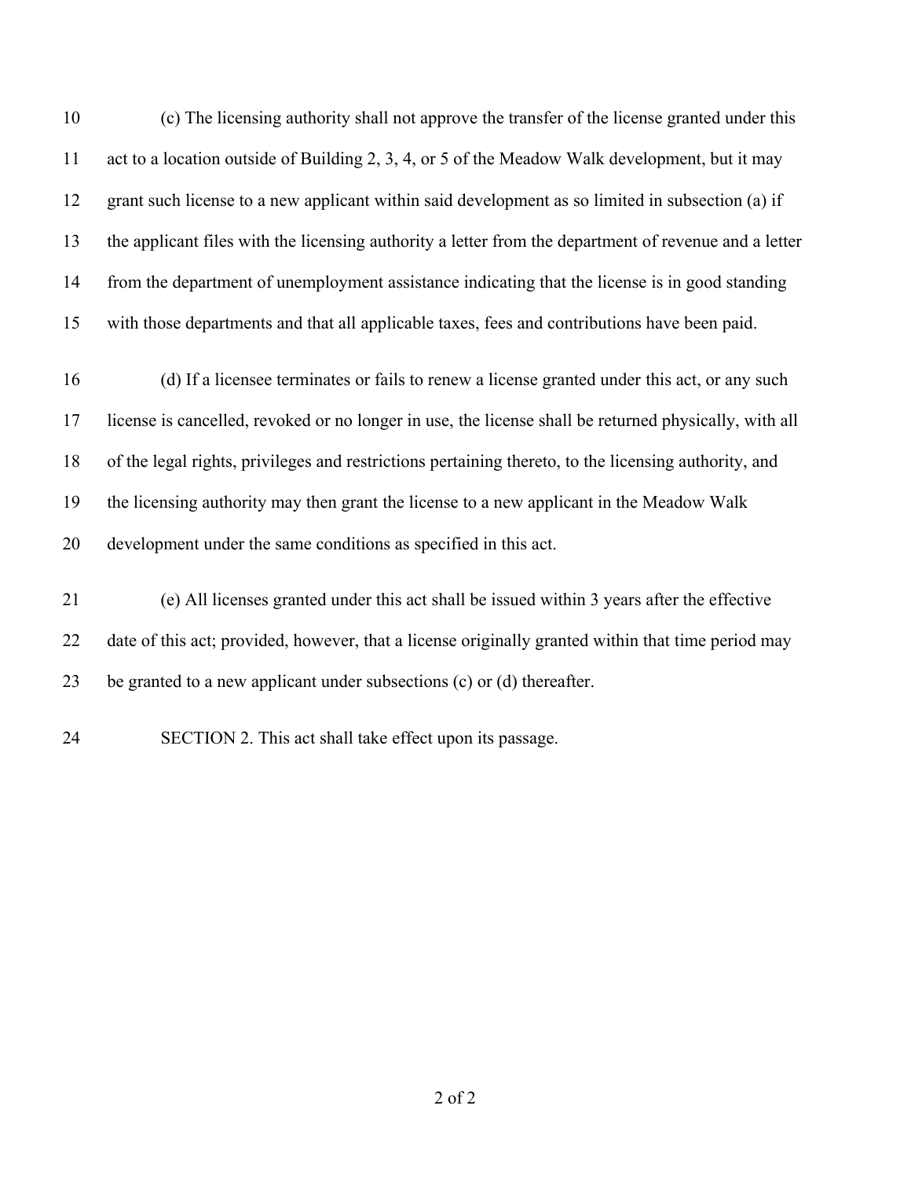(c) The licensing authority shall not approve the transfer of the license granted under this act to a location outside of Building 2, 3, 4, or 5 of the Meadow Walk development, but it may grant such license to a new applicant within said development as so limited in subsection (a) if the applicant files with the licensing authority a letter from the department of revenue and a letter from the department of unemployment assistance indicating that the license is in good standing with those departments and that all applicable taxes, fees and contributions have been paid.

(d) If a licensee terminates or fails to renew a license granted under this act, or any such license is cancelled, revoked or no longer in use, the license shall be returned physically, with all of the legal rights, privileges and restrictions pertaining thereto, to the licensing authority, and the licensing authority may then grant the license to a new applicant in the Meadow Walk development under the same conditions as specified in this act.

(e) All licenses granted under this act shall be issued within 3 years after the effective date of this act; provided, however, that a license originally granted within that time period may be granted to a new applicant under subsections (c) or (d) thereafter.

SECTION 2. This act shall take effect upon its passage.